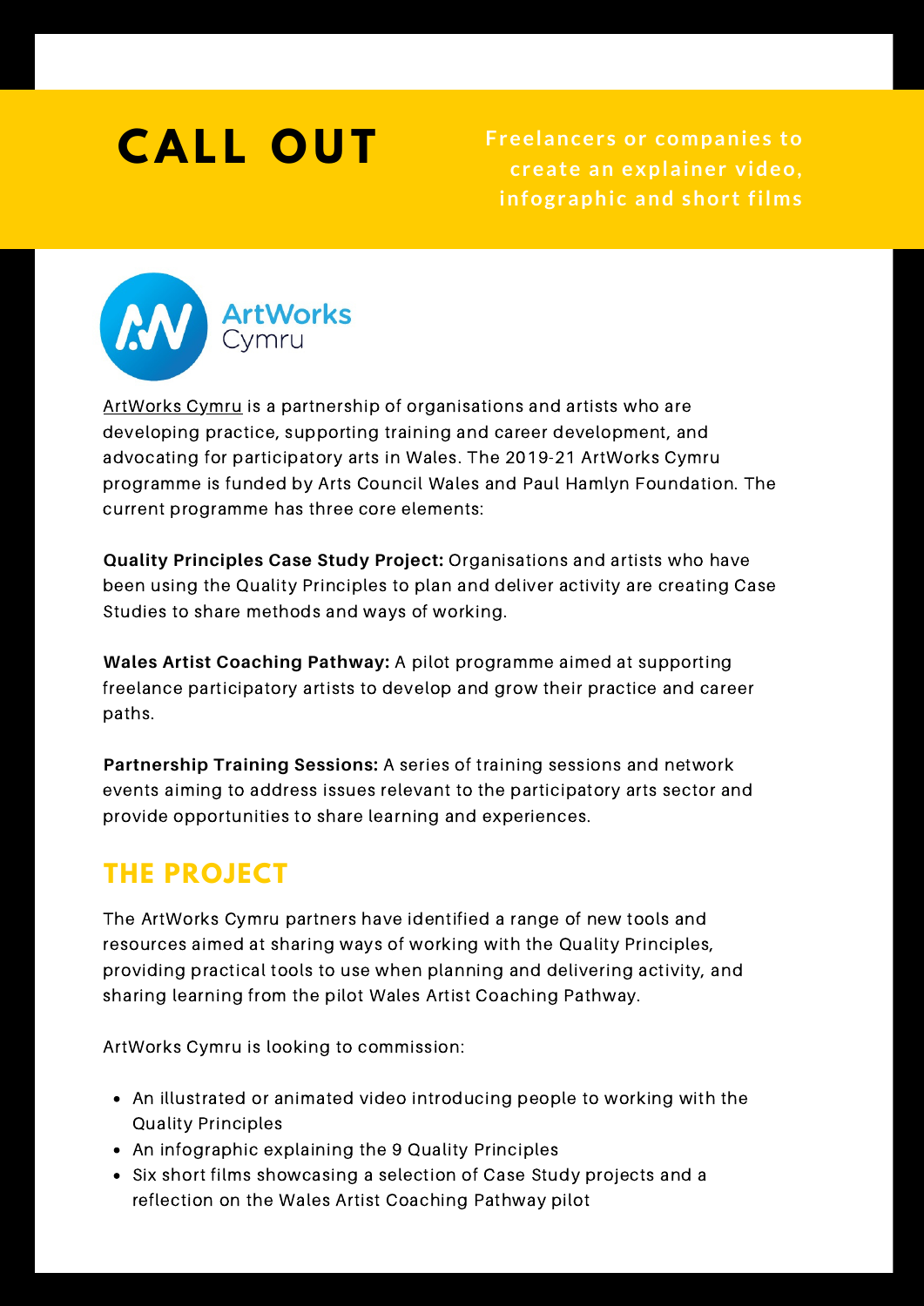# CALL OUT

**Freelancers or companies to create an explainer video, infographic and short films**

ArtWorks Cymru

ArtWorks Cymru is a partnership of organisations and artists who are developing practice, supporting training and career development, and advocating for participatory arts in Wales. The 2019-21 ArtWorks Cymru programme is funded by Arts Council Wales and Paul Hamlyn Foundation. The current programme has three core elements:

**Quality Principles Case Study Project:** Organisations and artists who have been using the Quality Principles to plan and deliver activity are creating Case Studies to share methods and ways of working.

**Wales Artist Coaching Pathway:** A pilot programme aimed at supporting freelance participatory artists to develop and grow their practice and career paths.

**Partnership Training Sessions:** A series of training sessions and network events aiming to address issues relevant to the participatory arts sector and provide opportunities to share learning and experiences.

## THE PROJECT

The ArtWorks Cymru partners have identified a range of new tools and resources aimed at sharing ways of working with the Quality Principles, providing practical tools to use when planning and delivering activity, and sharing learning from the pilot Wales Artist Coaching Pathway.

ArtWorks Cymru is looking to commission:

- An illustrated or animated video introducing people to working with the Quality Principles
- An infographic explaining the 9 Quality Principles
- Six short films showcasing a selection of Case Study projects and a reflection on the Wales Artist Coaching Pathway pilot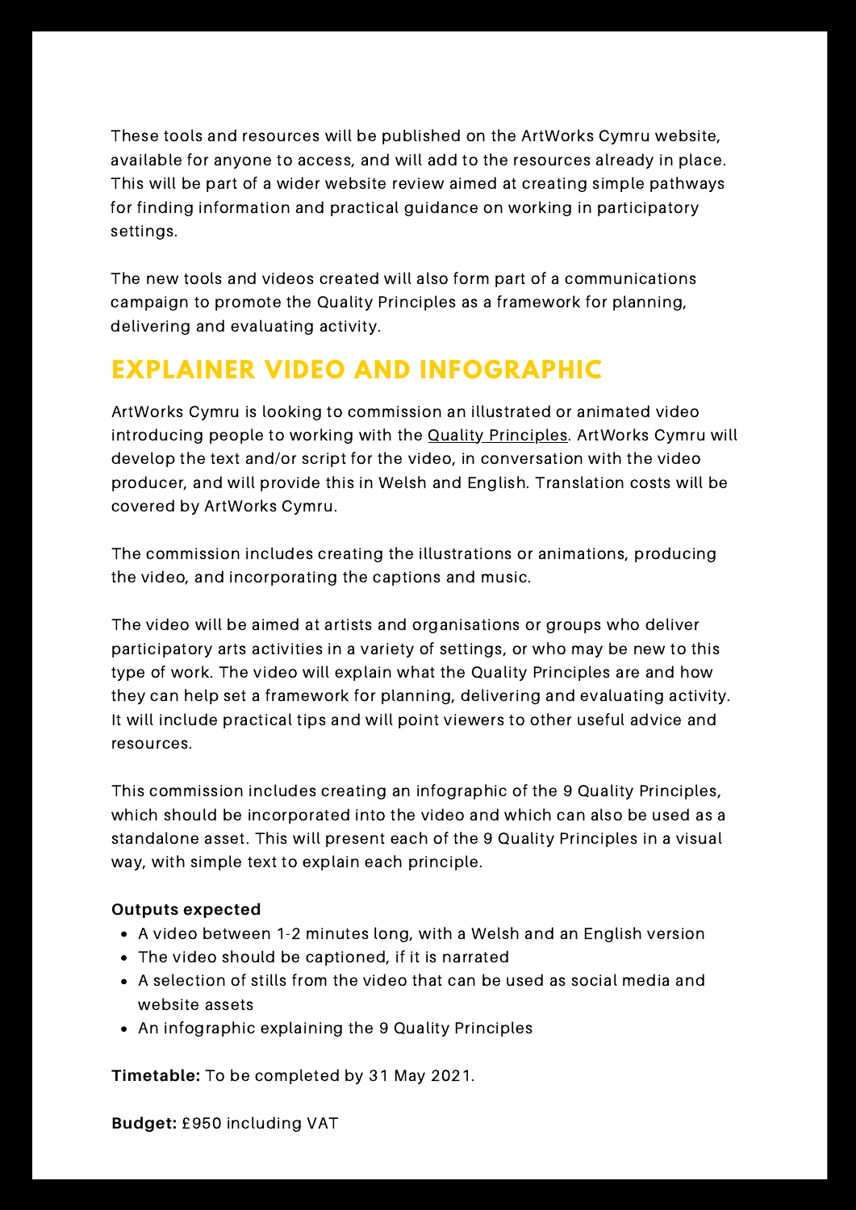These tools and resources will be published on the ArtWorks Cymru website, available for anyone to access, and will add to the resources already in place. This will be part of a wider website review aimed at creating simple pathways for finding information and practical guidance on working in participatory settings.

The new tools and videos created will also form part of a communications campaign to promote the Quality Principles as a framework for planning, delivering and evaluating activity.

## EXPLAINER VIDEO AND INFOGRAPHIC

ArtWorks Cymru is looking to commission an illustrated or animated video introducing people to working with the Quality Principles. ArtWorks Cymru will develop the text and/or script for the video, in conversation with the video producer, and will provide this in Welsh and English. Translation costs will be covered by ArtWorks Cymru.

The commission includes creating the illustrations or animations, producing the video, and incorporating the captions and music.

The video will be aimed at artists and organisations or groups who deliver participatory arts activities in a variety of settings, or who may be new to this type of work. The video will explain what the Quality Principles are and how they can help set a framework for planning, delivering and evaluating activity. It will include practical tips and will point viewers to other useful advice and resources.

This commission includes creating an infographic of the 9 Quality Principles, which should be incorporated into the video and which can also be used as a standalone asset. This will present each of the 9 Quality Principles in a visual way, with simple text to explain each principle.

**Outputs expected**

- A video between 1-2 minutes long, with a Welsh and an English version
- The video should be captioned, if it is narrated
- A selection of stills from the video that can be used as social media and website assets
- An infographic explaining the 9 Quality Principles

**Timetable:** To be completed by 31 May 2021.

**Budget:** £950 including VAT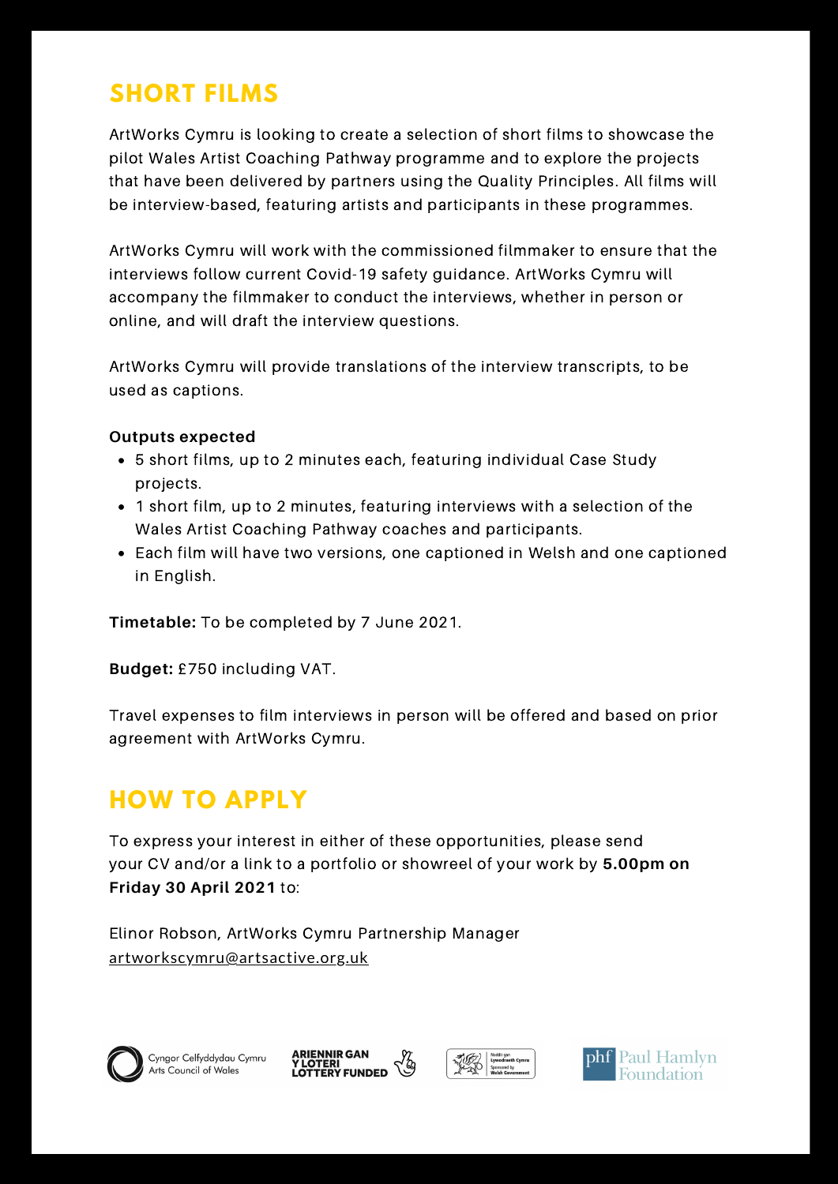## SHORT FILMS

ArtWorks Cymru is looking to create a selection of short films to showcase the pilot Wales Artist Coaching Pathway programme and to explore the projects that have been delivered by partners using the Quality Principles. All films will be interview-based, featuring artists and participants in these programmes.

ArtWorks Cymru will work with the commissioned filmmaker to ensure that the interviews follow current Covid-19 safety guidance. ArtWorks Cymru will accompany the filmmaker to conduct the interviews, whether in person or online, and will draft the interview questions.

ArtWorks Cymru will provide translations of the interview transcripts, to be used as captions.

**Outputs expected**

- 5 short films, up to 2 minutes each, featuring individual Case Study projects.
- 1 short film, up to 2 minutes, featuring interviews with a selection of the Wales Artist Coaching Pathway coaches and participants.
- Each film will have two versions, one captioned in Welsh and one captioned in English.

**Timetable:** To be completed by 7 June 2021.

**Budget:** £750 including VAT.

Travel expenses to film interviews in person will be offered and based on prior agreement with ArtWorks Cymru.

## HOW TO APPLY

To express your interest in either of these opportunities, please send your CV and/or a link to a portfolio or showreel of your work by **5.00pm on Friday 30 April 2021** to:

Elinor Robson, ArtWorks Cymru Partnership Manager
artworkscymru@artsactive.org.uk

Cyngor Celfyddydau Cymru
Arts Council of Wales

ARIENNIR GAN Y LOTERI
LOTTERY FUNDED

Noddir gan Lywodraeth Cymru
Sponsored by Welsh Government

phf Paul Hamlyn Foundation